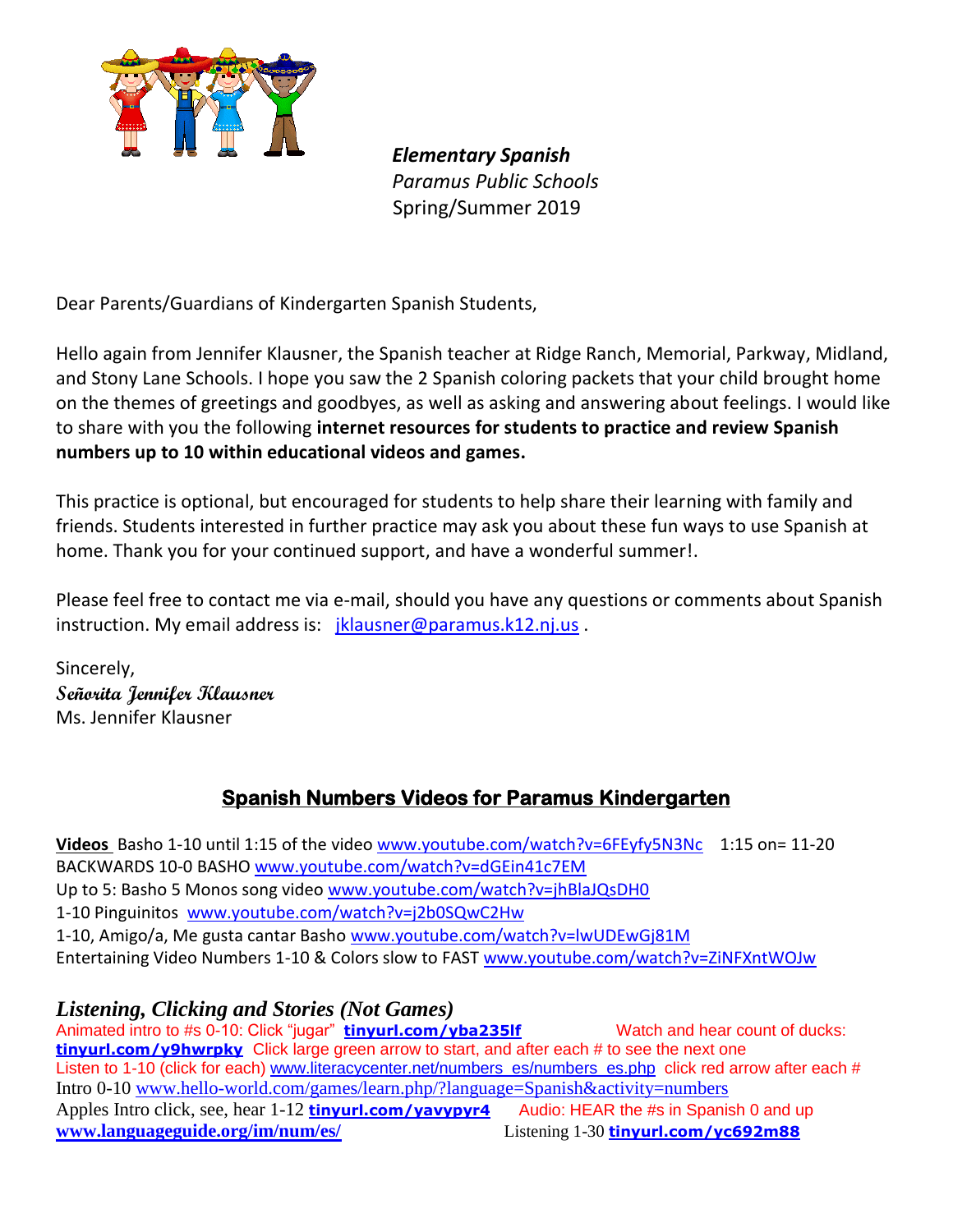*Elementary Spanish*
*Paramus Public Schools*
Spring/Summer 2019

Dear Parents/Guardians of Kindergarten Spanish Students,

Hello again from Jennifer Klausner, the Spanish teacher at Ridge Ranch, Memorial, Parkway, Midland, and Stony Lane Schools. I hope you saw the 2 Spanish coloring packets that your child brought home on the themes of greetings and goodbyes, as well as asking and answering about feelings. I would like to share with you the following **internet resources for students to practice and review Spanish numbers up to 10 within educational videos and games.**

This practice is optional, but encouraged for students to help share their learning with family and friends. Students interested in further practice may ask you about these fun ways to use Spanish at home. Thank you for your continued support, and have a wonderful summer!.

Please feel free to contact me via e-mail, should you have any questions or comments about Spanish instruction. My email address is: jklausner@paramus.k12.nj.us .

Sincerely,
**Señorita Jennifer Klausner**
Ms. Jennifer Klausner

## Spanish Numbers Videos for Paramus Kindergarten

**Videos** Basho 1-10 until 1:15 of the video www.youtube.com/watch?v=6FEyfy5N3Nc 1:15 on= 11-20
BACKWARDS 10-0 BASHO www.youtube.com/watch?v=dGEin41c7EM
Up to 5: Basho 5 Monos song video www.youtube.com/watch?v=jhBlaJQsDH0
1-10 Pinguinitos www.youtube.com/watch?v=j2b0SQwC2Hw
1-10, Amigo/a, Me gusta cantar Basho www.youtube.com/watch?v=lwUDEwGj81M
Entertaining Video Numbers 1-10 & Colors slow to FAST www.youtube.com/watch?v=ZiNFXntWOJw

### *Listening, Clicking and Stories (Not Games)*

Animated intro to #s 0-10: Click "jugar" **tinyurl.com/yba235lf** Watch and hear count of ducks: **tinyurl.com/y9hwrpky** Click large green arrow to start, and after each # to see the next one
Listen to 1-10 (click for each) www.literacycenter.net/numbers_es/numbers_es.php click red arrow after each #
Intro 0-10 www.hello-world.com/games/learn.php/?language=Spanish&activity=numbers
Apples Intro click, see, hear 1-12 **tinyurl.com/yavypyr4** Audio: HEAR the #s in Spanish 0 and up **www.languageguide.org/im/num/es/** Listening 1-30 **tinyurl.com/yc692m88**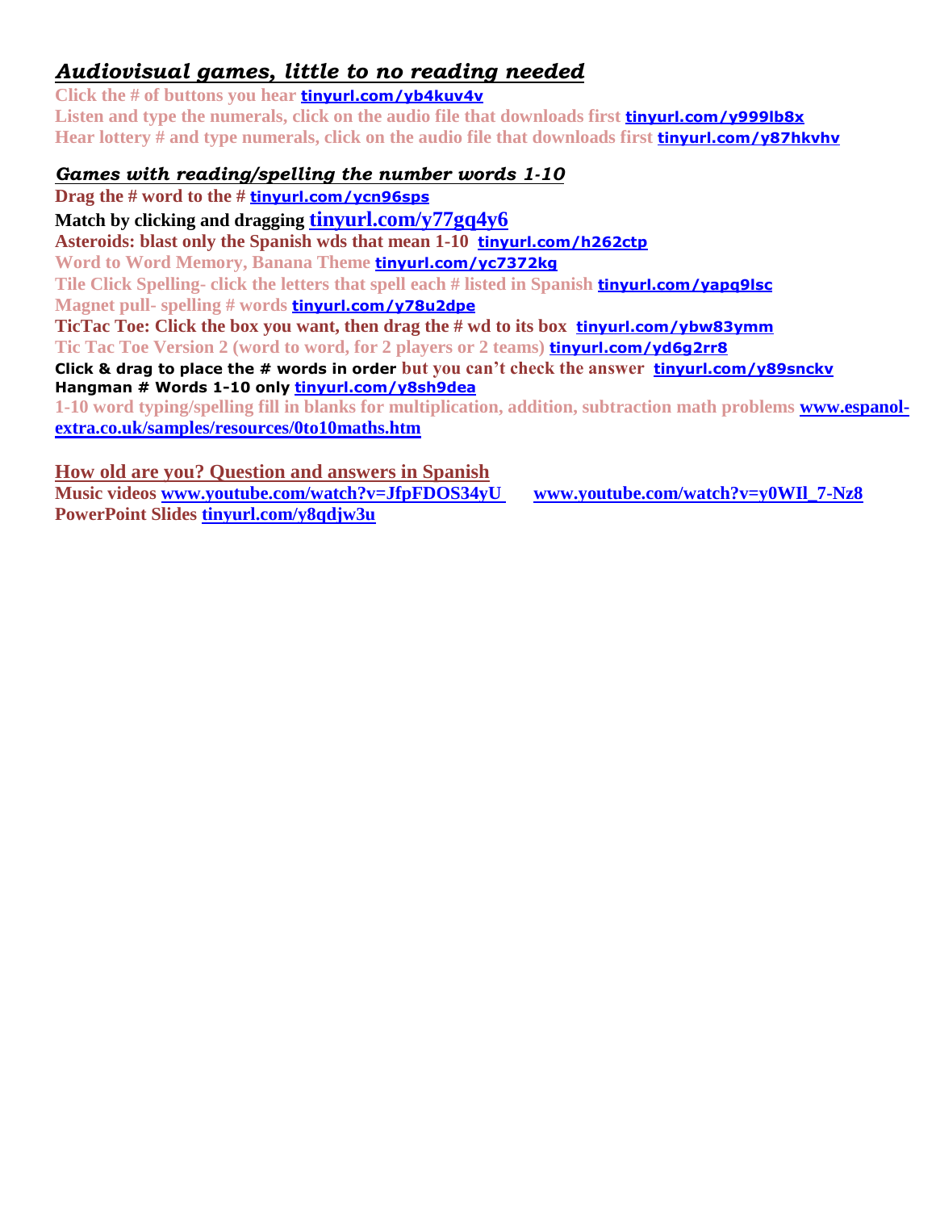## *Audiovisual games, little to no reading needed*

**Click the # of buttons you hear** **tinyurl.com/yb4kuv4v**
**Listen and type the numerals, click on the audio file that downloads first** **tinyurl.com/y999lb8x**
**Hear lottery # and type numerals, click on the audio file that downloads first** **tinyurl.com/y87hkvhv**

## *Games with reading/spelling the number words 1-10*

**Drag the # word to the #** **tinyurl.com/ycn96sps**
**Match by clicking and dragging** **tinyurl.com/y77gq4y6**
**Asteroids: blast only the Spanish wds that mean 1-10** **tinyurl.com/h262ctp**
**Word to Word Memory, Banana Theme** **tinyurl.com/yc7372kg**
**Tile Click Spelling- click the letters that spell each # listed in Spanish** **tinyurl.com/yapq9lsc**
**Magnet pull- spelling # words** **tinyurl.com/y78u2dpe**
**TicTac Toe: Click the box you want, then drag the # wd to its box** **tinyurl.com/ybw83ymm**
**Tic Tac Toe Version 2 (word to word, for 2 players or 2 teams)** **tinyurl.com/yd6g2rr8**
**Click & drag to place the # words in order but you can't check the answer** **tinyurl.com/y89snckv**
**Hangman # Words 1-10 only** **tinyurl.com/y8sh9dea**
**1-10 word typing/spelling fill in blanks for multiplication, addition, subtraction math problems** **www.espanol-extra.co.uk/samples/resources/0to10maths.htm**

## How old are you? Question and answers in Spanish

**Music videos** **www.youtube.com/watch?v=JfpFDOS34yU** **www.youtube.com/watch?v=y0WIl_7-Nz8**
**PowerPoint Slides** **tinyurl.com/y8qdjw3u**